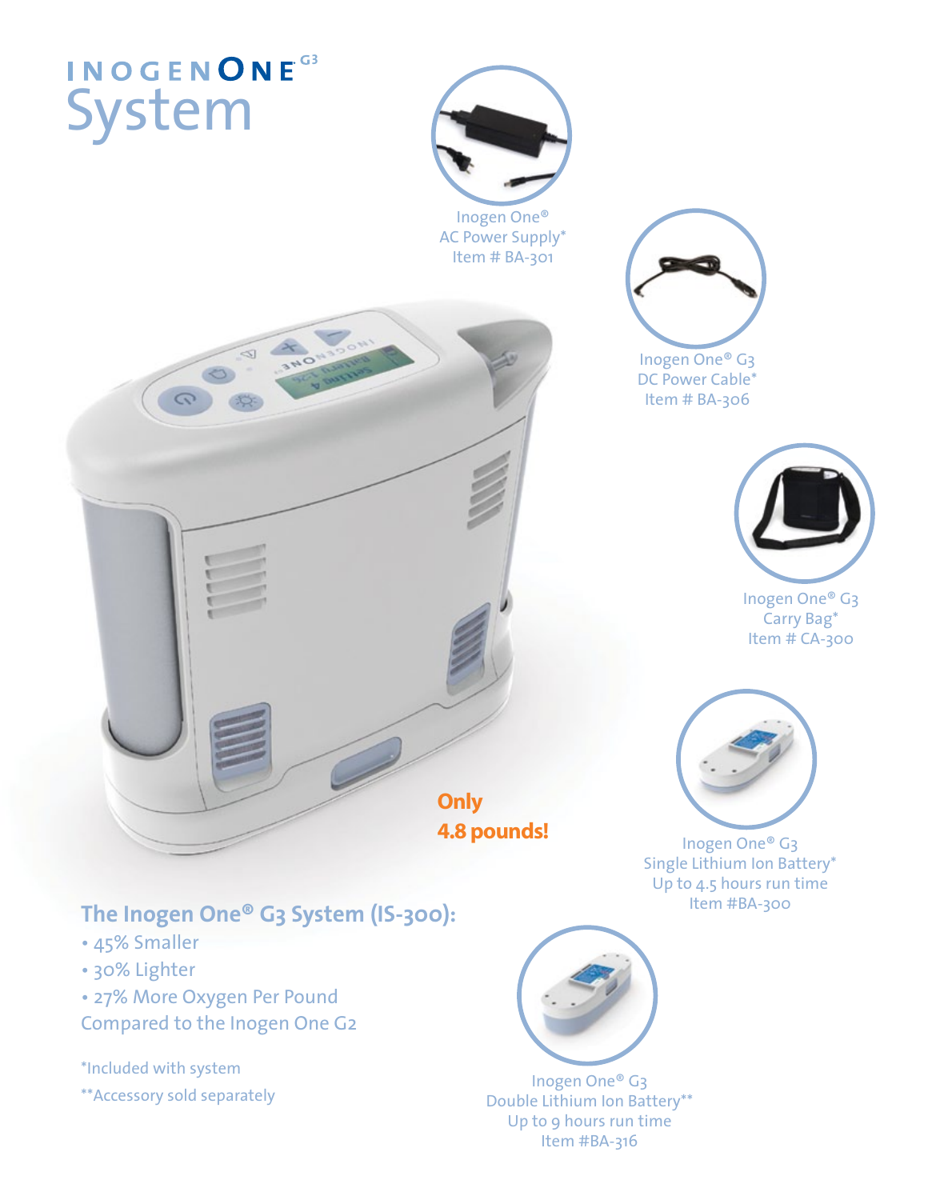# INOGEN ONE G3 System

Inogen One®
AC Power Supply*
Item # BA-301

Inogen One® G3
DC Power Cable*
Item # BA-306

Inogen One® G3
Carry Bag*
Item # CA-300

Inogen One® G3
Single Lithium Ion Battery*
Up to 4.5 hours run time
Item #BA-300

**Only 4.8 pounds!**

## The Inogen One® G3 System (IS-300):

- 45% Smaller
- 30% Lighter
- 27% More Oxygen Per Pound

Compared to the Inogen One G2

*Included with system

**Accessory sold separately

Inogen One® G3
Double Lithium Ion Battery**
Up to 9 hours run time
Item #BA-316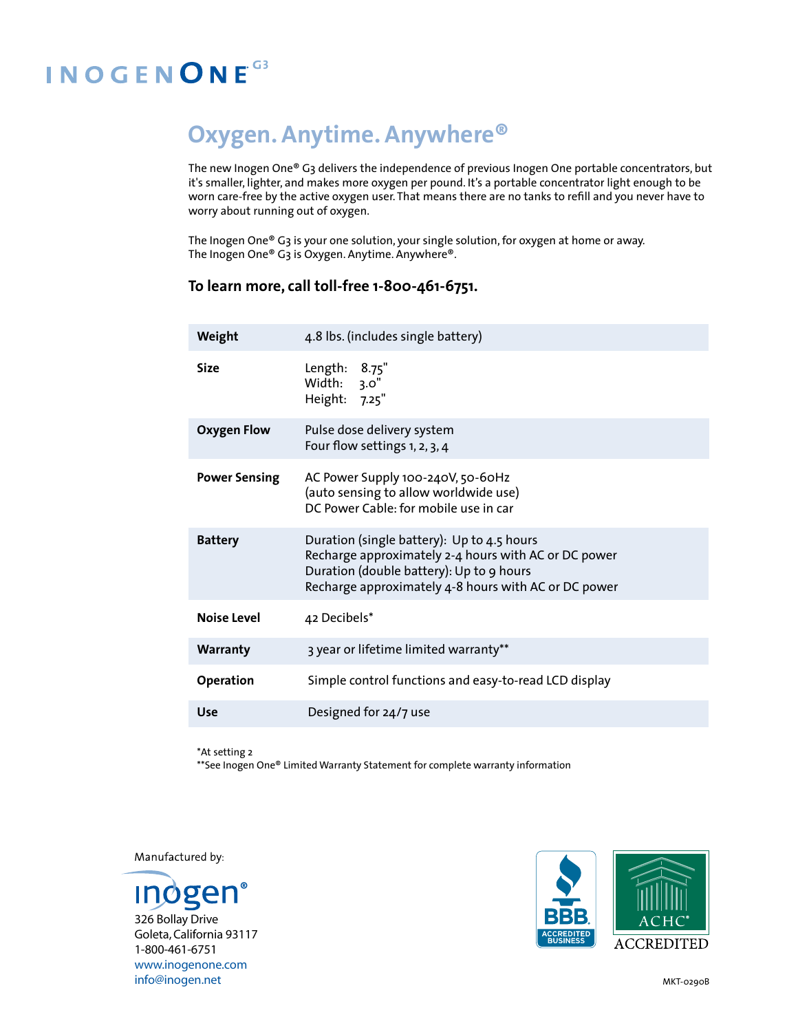# INOGEN ONE G3

## Oxygen. Anytime. Anywhere®

The new Inogen One® G3 delivers the independence of previous Inogen One portable concentrators, but it's smaller, lighter, and makes more oxygen per pound. It's a portable concentrator light enough to be worn care-free by the active oxygen user. That means there are no tanks to refill and you never have to worry about running out of oxygen.

The Inogen One® G3 is your one solution, your single solution, for oxygen at home or away.
The Inogen One® G3 is Oxygen. Anytime. Anywhere®.

### To learn more, call toll-free 1-800-461-6751.

| | |
|---|---|
| **Weight** | 4.8 lbs. (includes single battery) |
| **Size** | Length: 8.75"<br>Width: 3.0"<br>Height: 7.25" |
| **Oxygen Flow** | Pulse dose delivery system<br>Four flow settings 1, 2, 3, 4 |
| **Power Sensing** | AC Power Supply 100-240V, 50-60Hz<br>(auto sensing to allow worldwide use)<br>DC Power Cable: for mobile use in car |
| **Battery** | Duration (single battery): Up to 4.5 hours<br>Recharge approximately 2-4 hours with AC or DC power<br>Duration (double battery): Up to 9 hours<br>Recharge approximately 4-8 hours with AC or DC power |
| **Noise Level** | 42 Decibels* |
| **Warranty** | 3 year or lifetime limited warranty** |
| **Operation** | Simple control functions and easy-to-read LCD display |
| **Use** | Designed for 24/7 use |

*At setting 2
**See Inogen One® Limited Warranty Statement for complete warranty information

Manufactured by:

inogen®
326 Bollay Drive
Goleta, California 93117
1-800-461-6751
www.inogenone.com
info@inogen.net

BBB ACCREDITED BUSINESS

ACHC® ACCREDITED

MKT-0290B